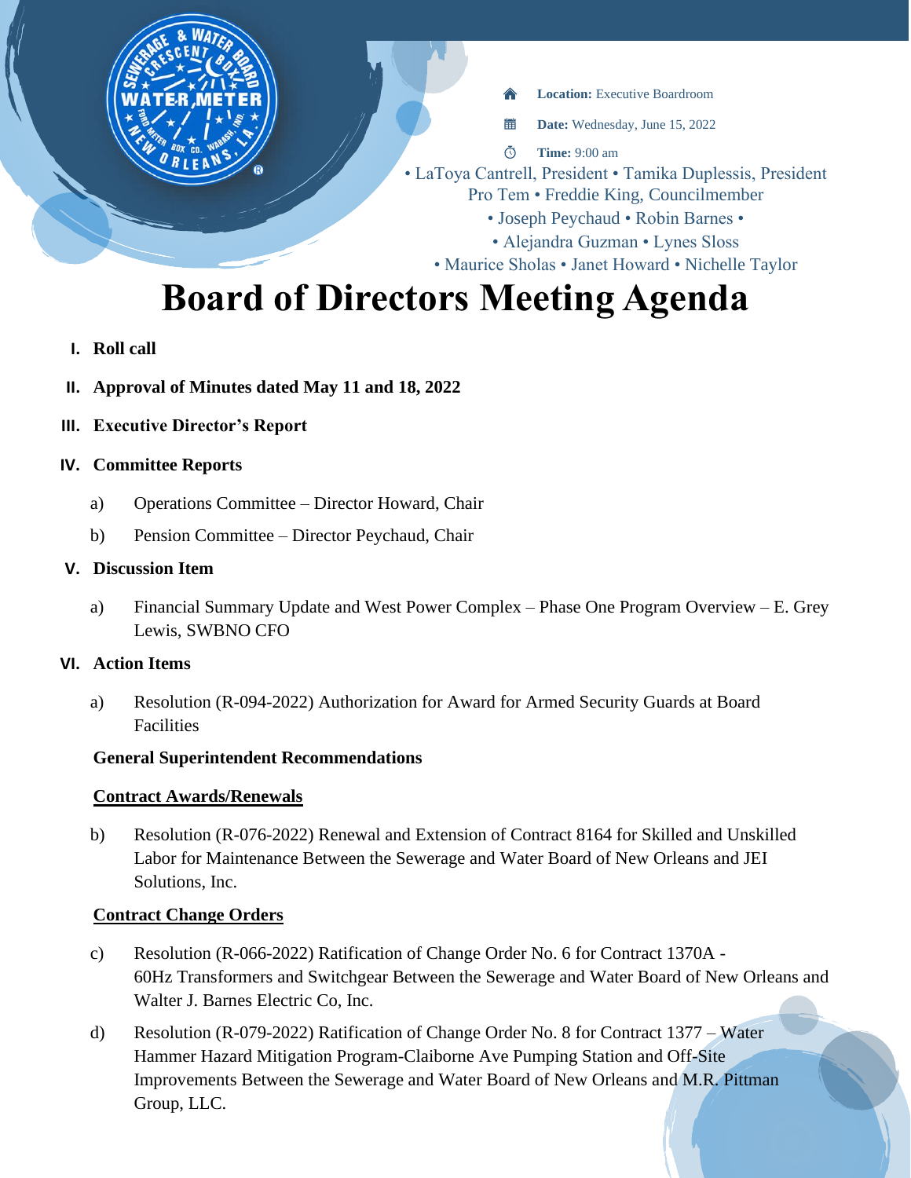**Location:** Executive Boardroom

**Date:** Wednesday, June 15, 2022

**Time:** 9:00 am

• LaToya Cantrell, President • Tamika Duplessis, President Pro Tem • Freddie King, Councilmember • Joseph Peychaud • Robin Barnes • • Alejandra Guzman • Lynes Sloss • Maurice Sholas • Janet Howard • Nichelle Taylor

# Board of Directors Meeting Agenda

**I. Roll call**

**II. Approval of Minutes dated May 11 and 18, 2022**

**III. Executive Director's Report**

**IV. Committee Reports**

a) Operations Committee – Director Howard, Chair

b) Pension Committee – Director Peychaud, Chair

**V. Discussion Item**

a) Financial Summary Update and West Power Complex – Phase One Program Overview – E. Grey Lewis, SWBNO CFO

**VI. Action Items**

a) Resolution (R-094-2022) Authorization for Award for Armed Security Guards at Board Facilities

**General Superintendent Recommendations**

**<u>Contract Awards/Renewals</u>**

b) Resolution (R-076-2022) Renewal and Extension of Contract 8164 for Skilled and Unskilled Labor for Maintenance Between the Sewerage and Water Board of New Orleans and JEI Solutions, Inc.

**<u>Contract Change Orders</u>**

c) Resolution (R-066-2022) Ratification of Change Order No. 6 for Contract 1370A - 60Hz Transformers and Switchgear Between the Sewerage and Water Board of New Orleans and Walter J. Barnes Electric Co, Inc.

d) Resolution (R-079-2022) Ratification of Change Order No. 8 for Contract 1377 – Water Hammer Hazard Mitigation Program-Claiborne Ave Pumping Station and Off-Site Improvements Between the Sewerage and Water Board of New Orleans and M.R. Pittman Group, LLC.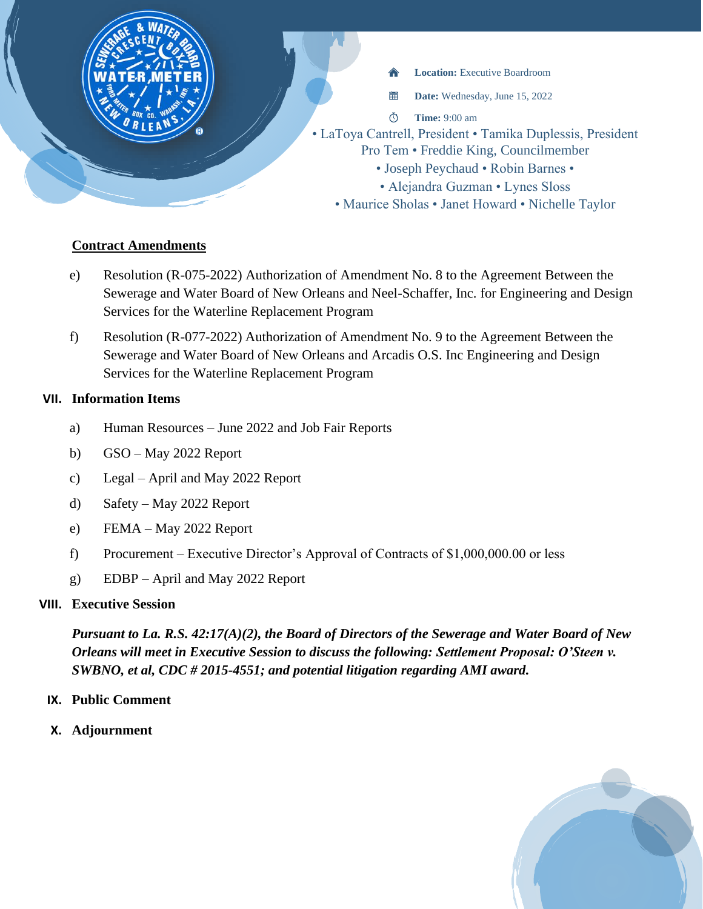**Location:** Executive Boardroom

**Date:** Wednesday, June 15, 2022

**Time:** 9:00 am

• LaToya Cantrell, President • Tamika Duplessis, President Pro Tem • Freddie King, Councilmember • Joseph Peychaud • Robin Barnes • • Alejandra Guzman • Lynes Sloss • Maurice Sholas • Janet Howard • Nichelle Taylor

**Contract Amendments**

e) Resolution (R-075-2022) Authorization of Amendment No. 8 to the Agreement Between the Sewerage and Water Board of New Orleans and Neel-Schaffer, Inc. for Engineering and Design Services for the Waterline Replacement Program

f) Resolution (R-077-2022) Authorization of Amendment No. 9 to the Agreement Between the Sewerage and Water Board of New Orleans and Arcadis O.S. Inc Engineering and Design Services for the Waterline Replacement Program

## VII. Information Items

a) Human Resources – June 2022 and Job Fair Reports

b) GSO – May 2022 Report

c) Legal – April and May 2022 Report

d) Safety – May 2022 Report

e) FEMA – May 2022 Report

f) Procurement – Executive Director's Approval of Contracts of $1,000,000.00 or less

g) EDBP – April and May 2022 Report

## VIII. Executive Session

***Pursuant to La. R.S. 42:17(A)(2), the Board of Directors of the Sewerage and Water Board of New Orleans will meet in Executive Session to discuss the following: Settlement Proposal: O'Steen v. SWBNO, et al, CDC # 2015-4551; and potential litigation regarding AMI award.***

## IX. Public Comment

## X. Adjournment